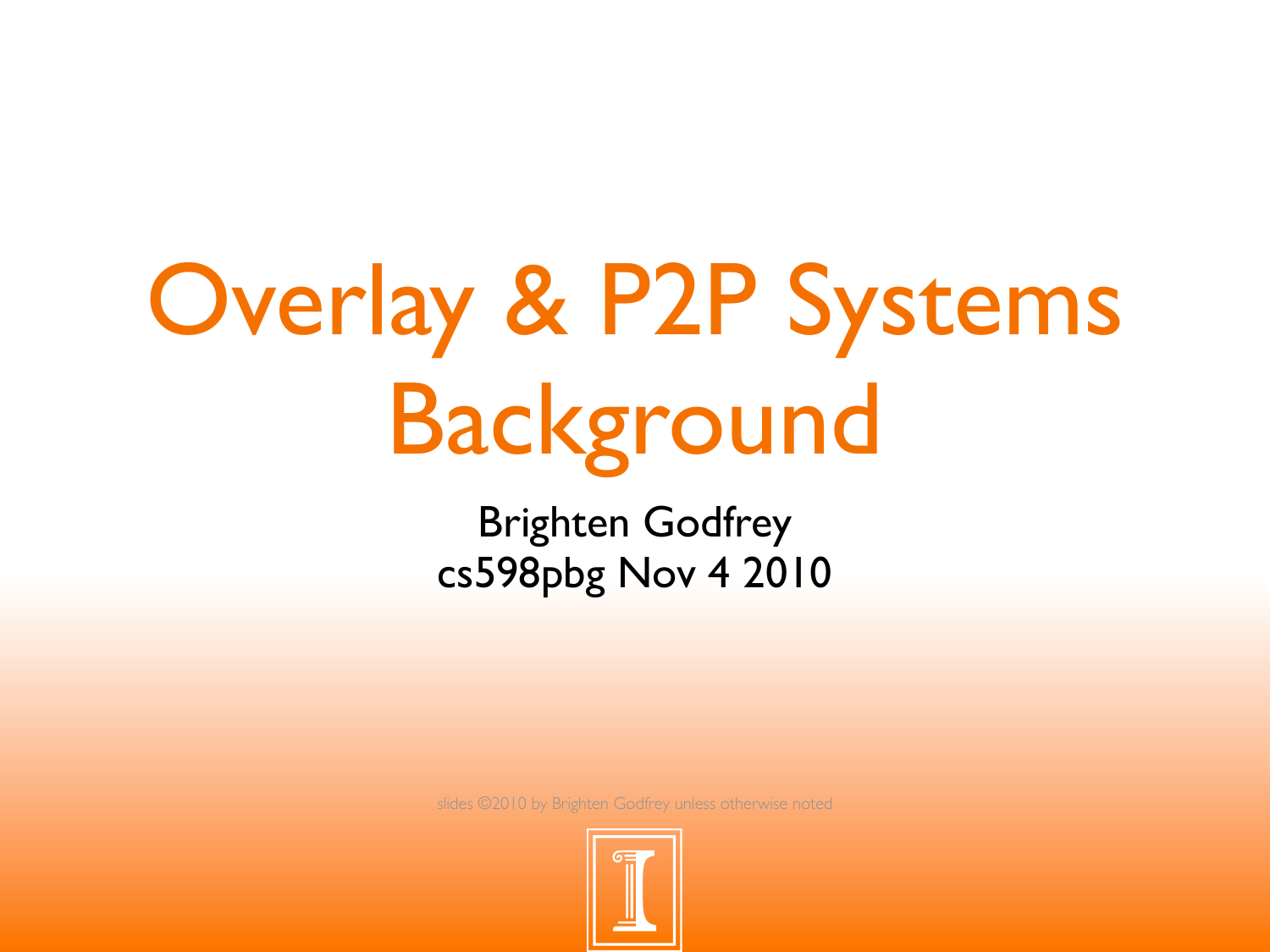# Overlay & P2P Systems Background

Brighten Godfrey
cs598pbg Nov 4 2010

slides ©2010 by Brighten Godfrey unless otherwise noted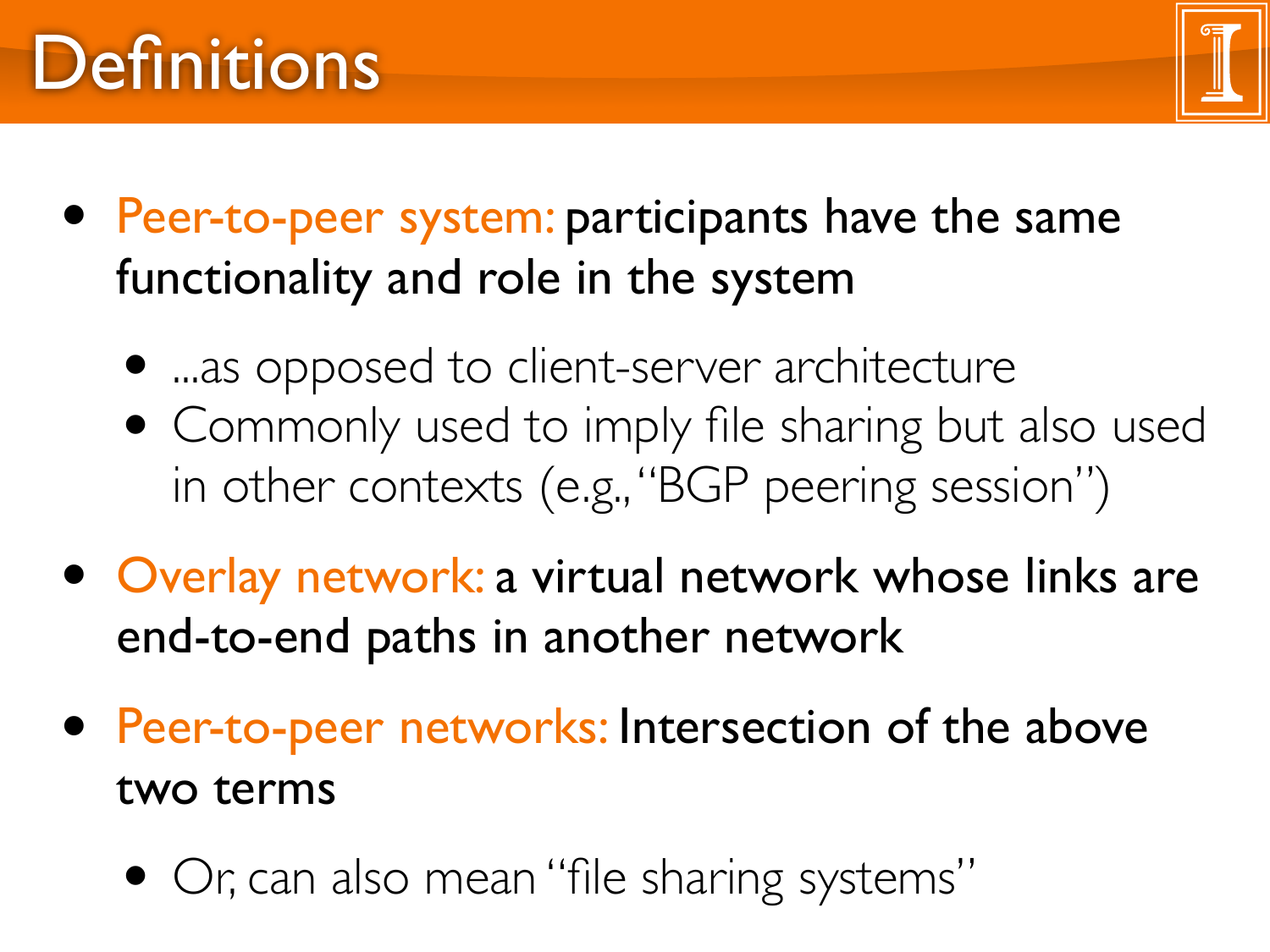# Definitions

- Peer-to-peer system: **participants have the same functionality and role in the system**
  - ...as opposed to client-server architecture
  - Commonly used to imply file sharing but also used in other contexts (e.g., "BGP peering session")
- Overlay network: **a virtual network whose links are end-to-end paths in another network**
- Peer-to-peer networks: **Intersection of the above two terms**
  - Or, can also mean "file sharing systems"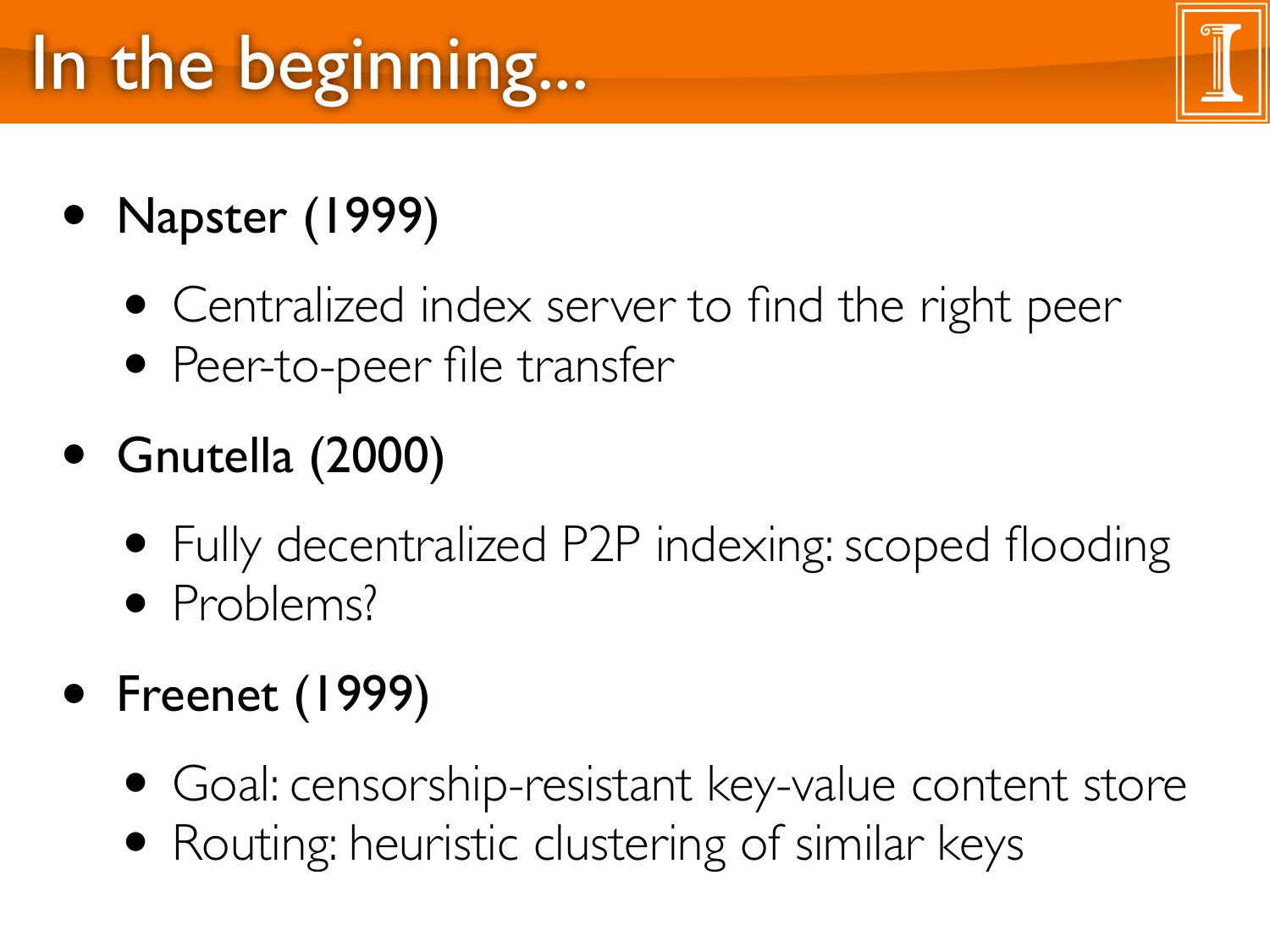# In the beginning...

- Napster (1999)
  - Centralized index server to find the right peer
  - Peer-to-peer file transfer
- Gnutella (2000)
  - Fully decentralized P2P indexing: scoped flooding
  - Problems?
- Freenet (1999)
  - Goal: censorship-resistant key-value content store
  - Routing: heuristic clustering of similar keys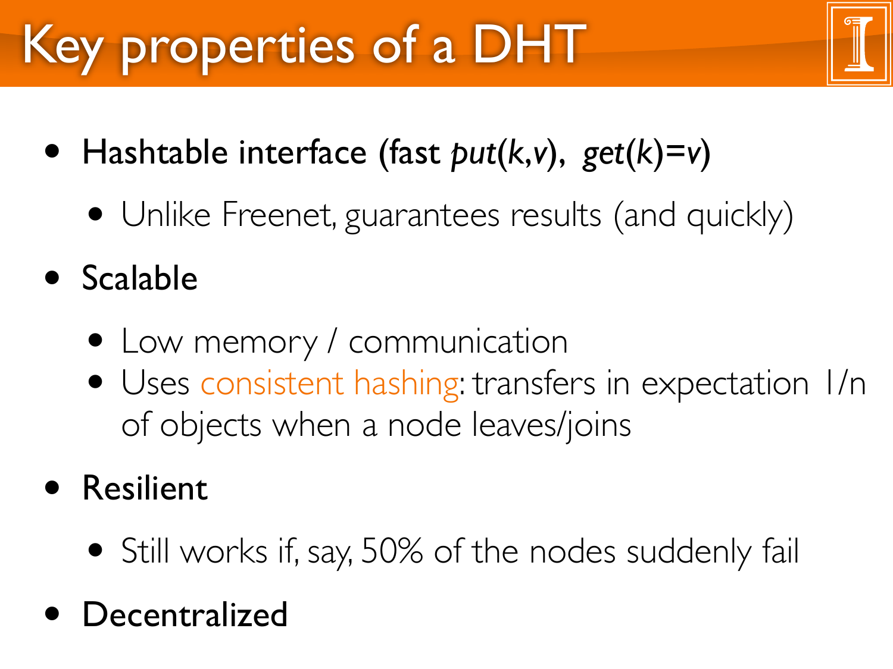# Key properties of a DHT

- Hashtable interface (fast *put*(*k*,*v*), *get*(*k*)=*v*)
  - Unlike Freenet, guarantees results (and quickly)
- Scalable
  - Low memory / communication
  - Uses consistent hashing: transfers in expectation $1/n$ of objects when a node leaves/joins
- Resilient
  - Still works if, say, 50% of the nodes suddenly fail
- Decentralized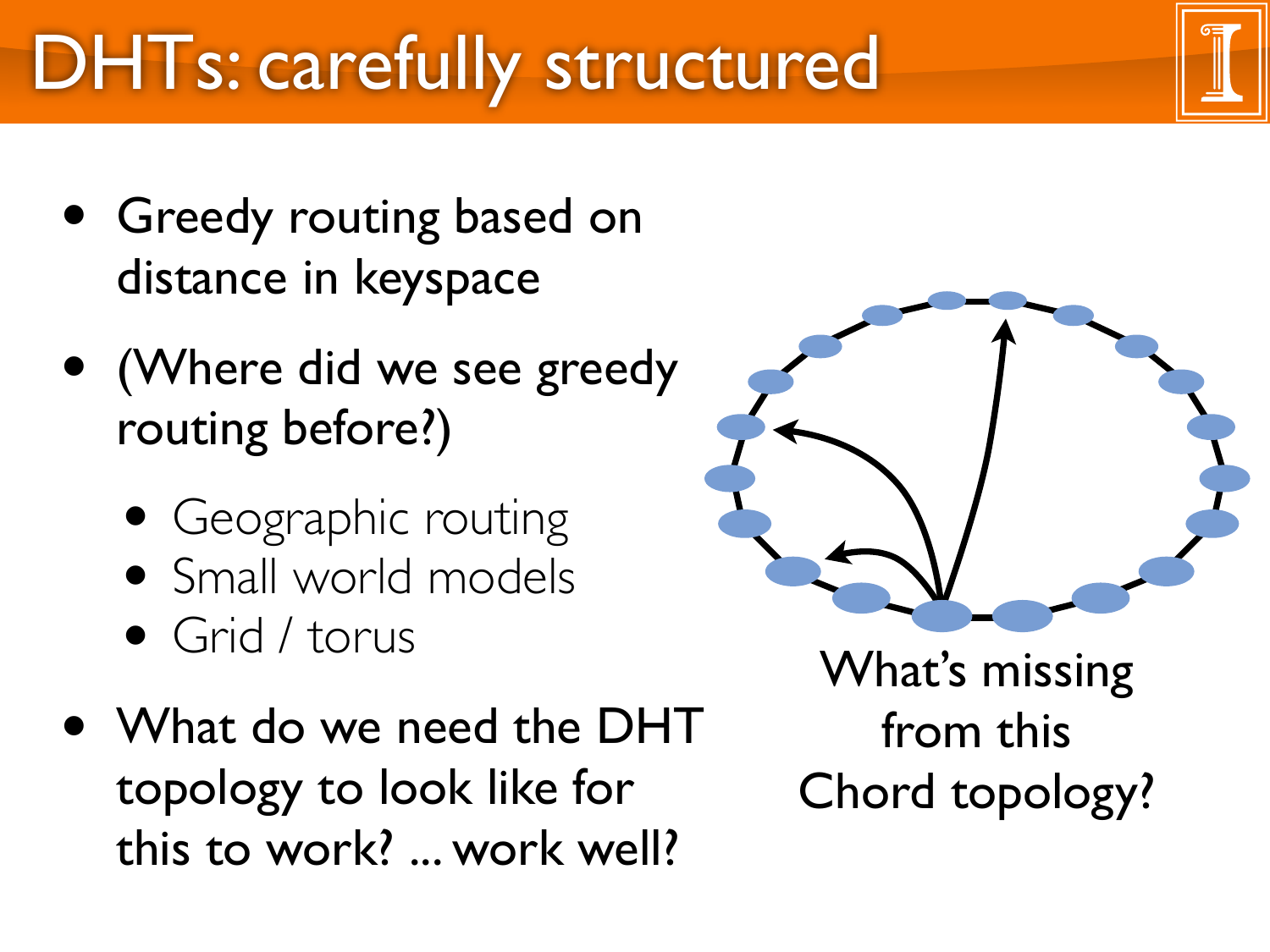# DHTs: carefully structured

- Greedy routing based on distance in keyspace
- (Where did we see greedy routing before?)
  - Geographic routing
  - Small world models
  - Grid / torus
- What do we need the DHT topology to look like for this to work? ... work well?

What's missing from this Chord topology?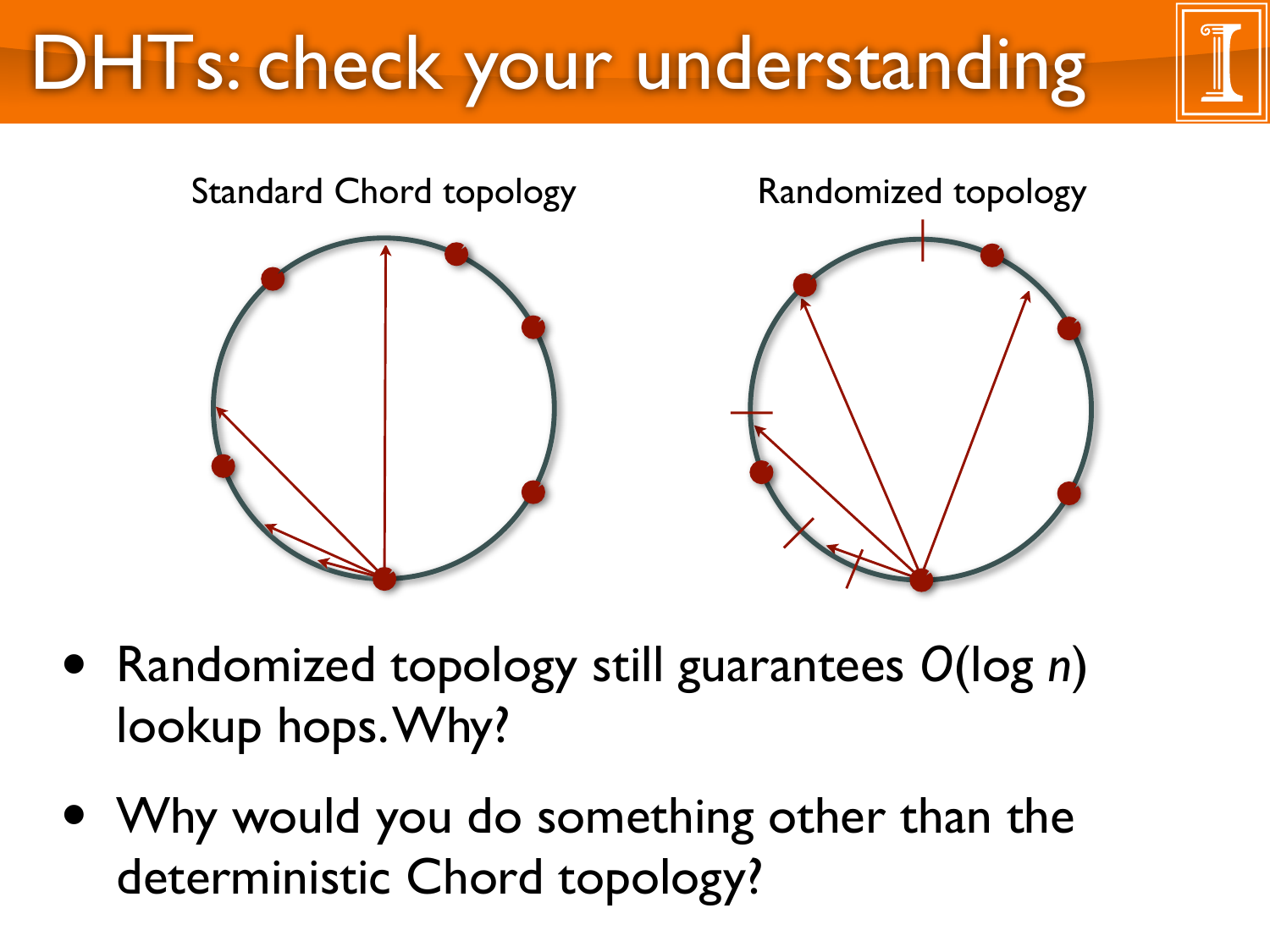# DHTs: check your understanding

Standard Chord topology

Randomized topology

- Randomized topology still guarantees $O(\log n)$ lookup hops. Why?
- Why would you do something other than the deterministic Chord topology?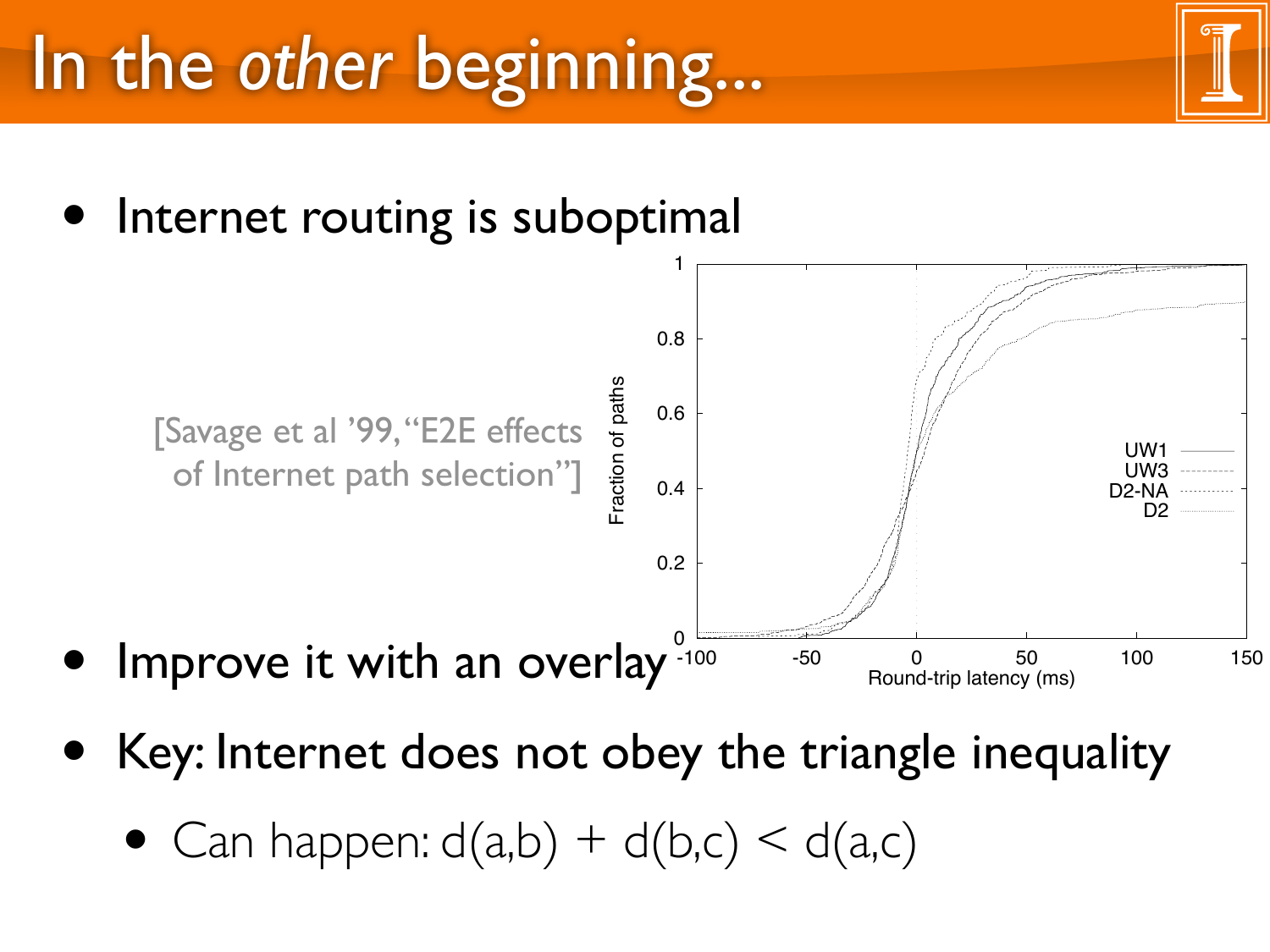# In the *other* beginning...

- Internet routing is suboptimal

[Savage et al '99, "E2E effects of Internet path selection"]

- Improve it with an overlay
- Key: Internet does not obey the triangle inequality
  - Can happen: $d(a,b) + d(b,c) < d(a,c)$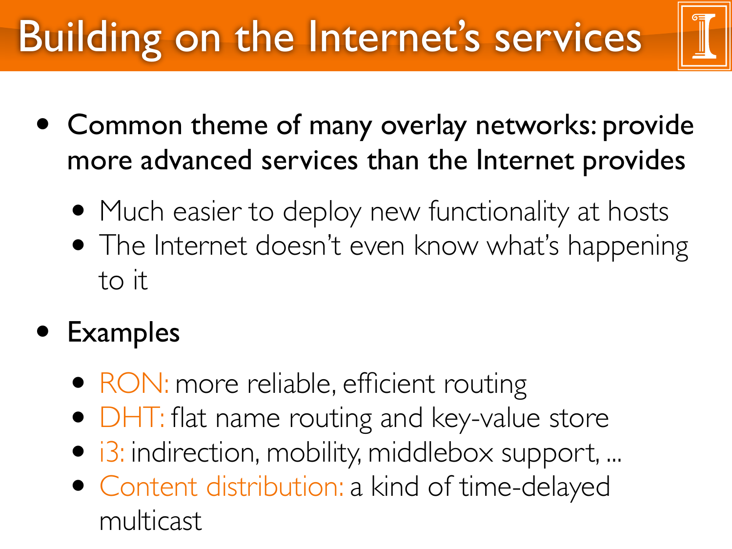# Building on the Internet's services

- **Common theme of many overlay networks: provide more advanced services than the Internet provides**
  - Much easier to deploy new functionality at hosts
  - The Internet doesn't even know what's happening to it
- **Examples**
  - RON: more reliable, efficient routing
  - DHT: flat name routing and key-value store
  - i3: indirection, mobility, middlebox support, ...
  - Content distribution: a kind of time-delayed multicast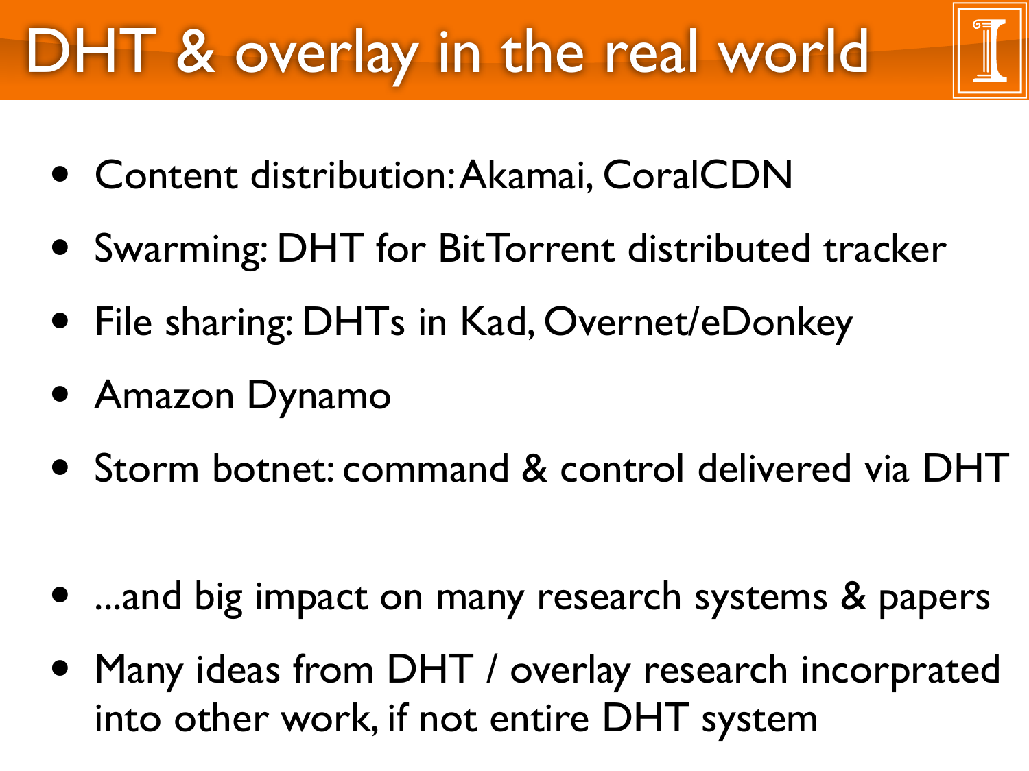# DHT & overlay in the real world

- Content distribution: Akamai, CoralCDN
- Swarming: DHT for BitTorrent distributed tracker
- File sharing: DHTs in Kad, Overnet/eDonkey
- Amazon Dynamo
- Storm botnet: command & control delivered via DHT

- ...and big impact on many research systems & papers
- Many ideas from DHT / overlay research incorprated into other work, if not entire DHT system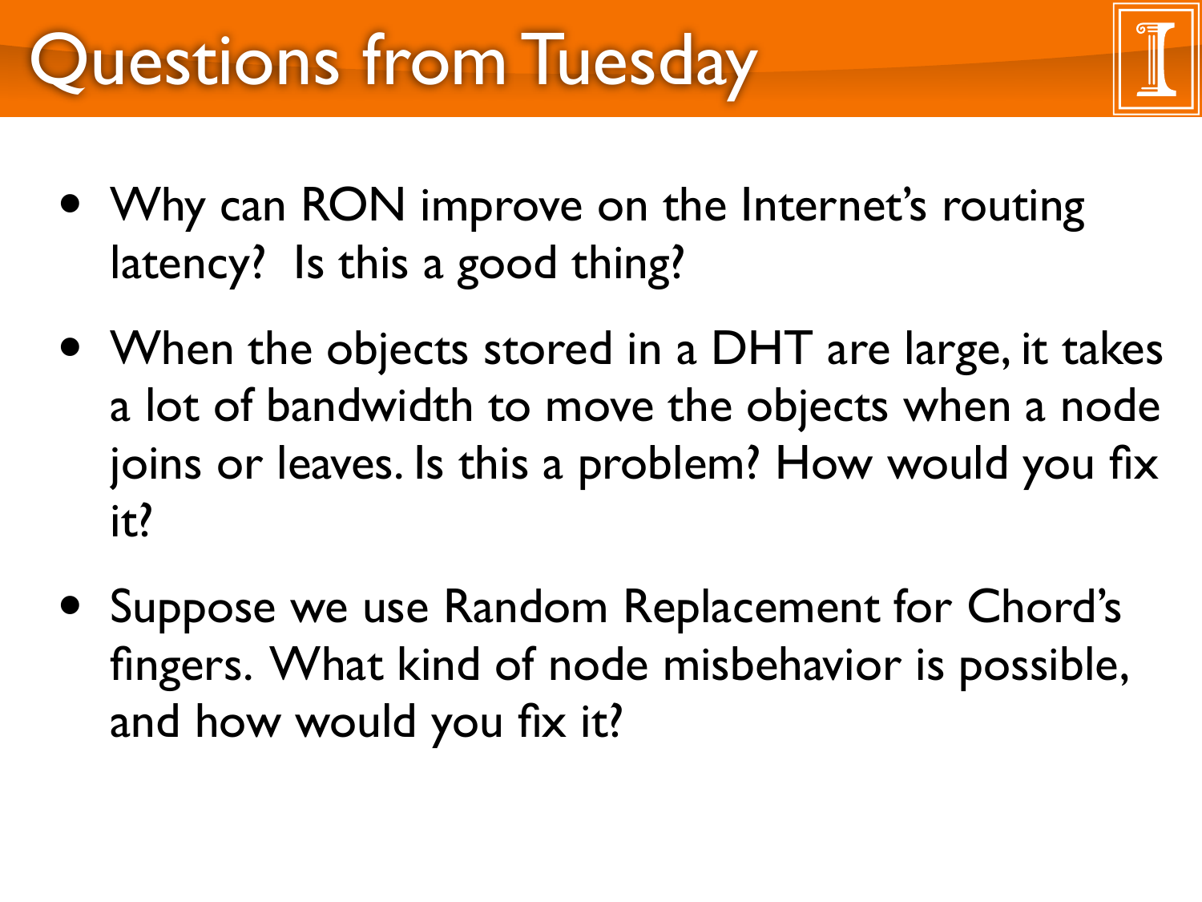# Questions from Tuesday

- Why can RON improve on the Internet's routing latency? Is this a good thing?
- When the objects stored in a DHT are large, it takes a lot of bandwidth to move the objects when a node joins or leaves. Is this a problem? How would you fix it?
- Suppose we use Random Replacement for Chord's fingers. What kind of node misbehavior is possible, and how would you fix it?